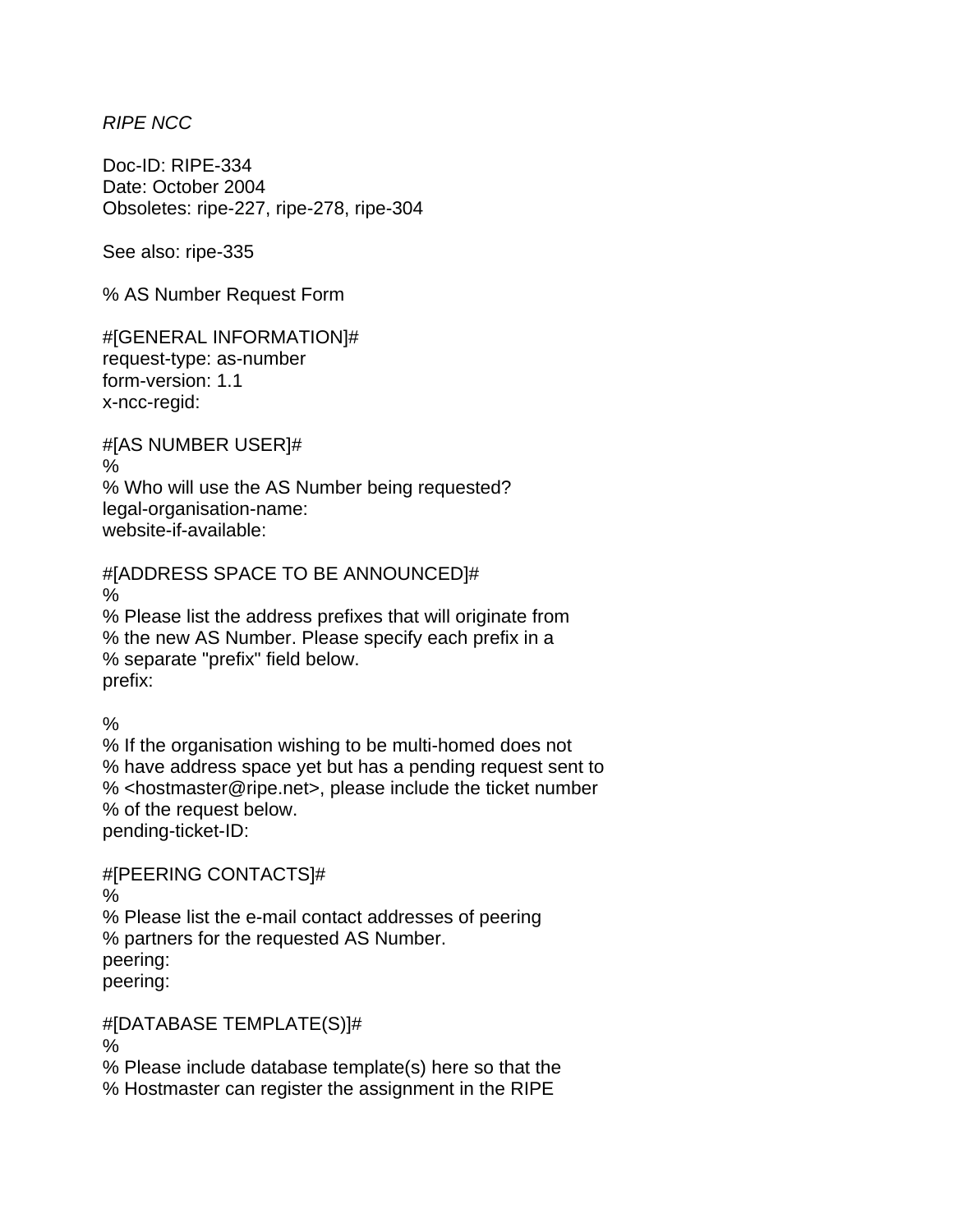*RIPE NCC*

Doc-ID: RIPE-334
Date: October 2004
Obsoletes: ripe-227, ripe-278, ripe-304

See also: ripe-335

```
% AS Number Request Form

#[GENERAL INFORMATION]#
request-type: as-number
form-version: 1.1
x-ncc-regid:

#[AS NUMBER USER]#
%
% Who will use the AS Number being requested?
legal-organisation-name:
website-if-available:

#[ADDRESS SPACE TO BE ANNOUNCED]#
%
% Please list the address prefixes that will originate from
% the new AS Number. Please specify each prefix in a
% separate "prefix" field below.
prefix:

%
% If the organisation wishing to be multi-homed does not
% have address space yet but has a pending request sent to
% <hostmaster@ripe.net>, please include the ticket number
% of the request below.
pending-ticket-ID:

#[PEERING CONTACTS]#
%
% Please list the e-mail contact addresses of peering
% partners for the requested AS Number.
peering:
peering:

#[DATABASE TEMPLATE(S)]#
%
% Please include database template(s) here so that the
% Hostmaster can register the assignment in the RIPE
```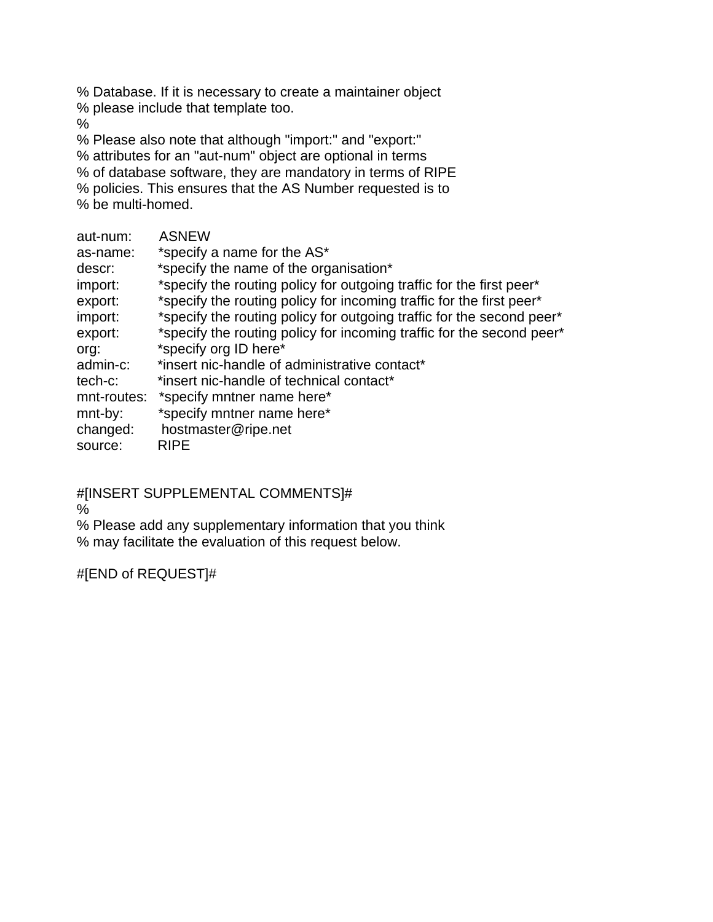% Database. If it is necessary to create a maintainer object
% please include that template too.
%
% Please also note that although "import:" and "export:"
% attributes for an "aut-num" object are optional in terms
% of database software, they are mandatory in terms of RIPE
% policies. This ensures that the AS Number requested is to
% be multi-homed.

```
aut-num:      ASNEW
as-name:      *specify a name for the AS*
descr:        *specify the name of the organisation*
import:       *specify the routing policy for outgoing traffic for the first peer*
export:       *specify the routing policy for incoming traffic for the first peer*
import:       *specify the routing policy for outgoing traffic for the second peer*
export:       *specify the routing policy for incoming traffic for the second peer*
org:          *specify org ID here*
admin-c:      *insert nic-handle of administrative contact*
tech-c:       *insert nic-handle of technical contact*
mnt-routes:   *specify mntner name here*
mnt-by:       *specify mntner name here*
changed:      hostmaster@ripe.net
source:       RIPE
```

#[INSERT SUPPLEMENTAL COMMENTS]#
%
% Please add any supplementary information that you think
% may facilitate the evaluation of this request below.

#[END of REQUEST]#